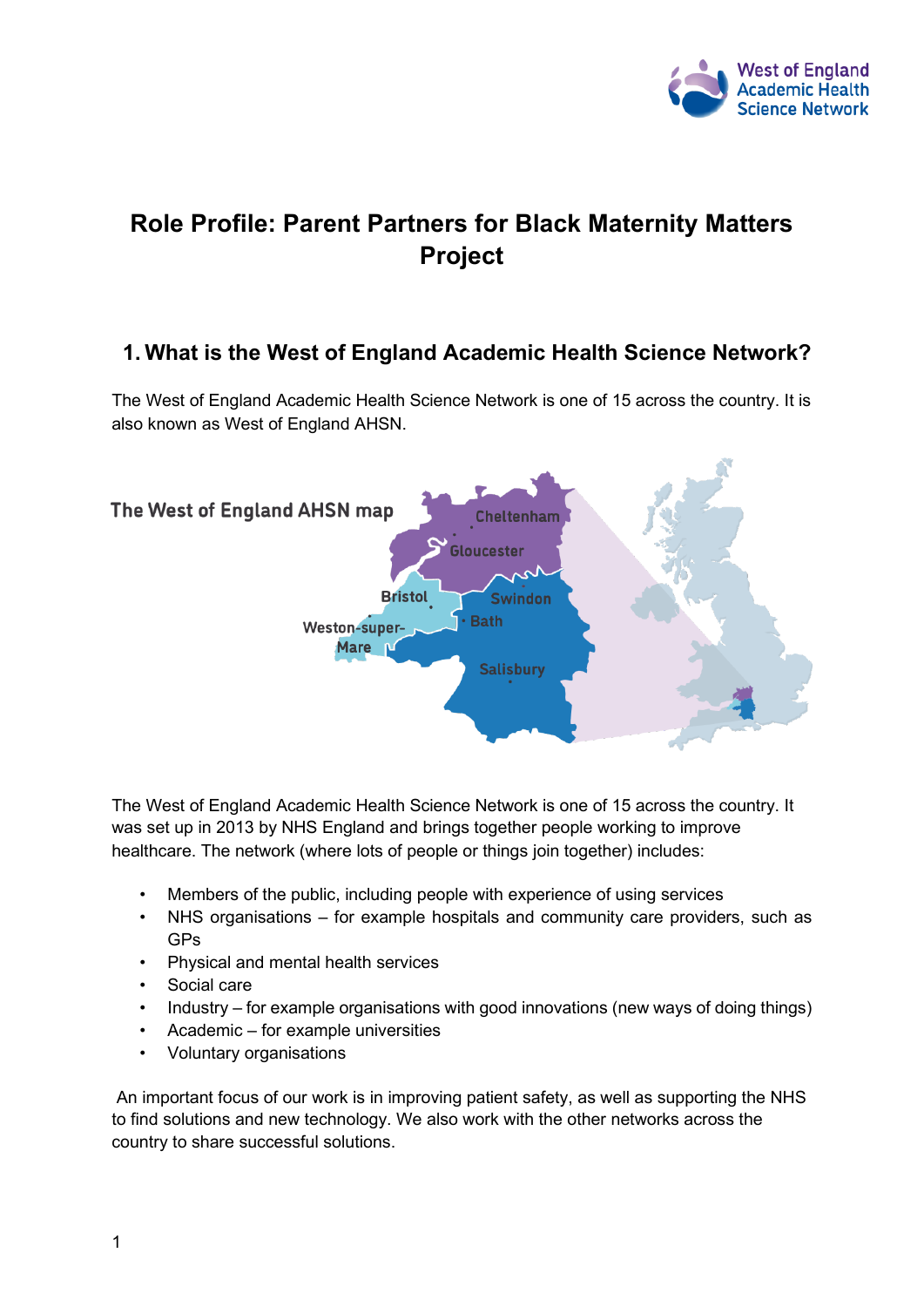# Role Profile: Parent Partners for Black Maternity Matters Project

## 1. What is the West of England Academic Health Science Network?

The West of England Academic Health Science Network is one of 15 across the country. It is also known as West of England AHSN.

The West of England AHSN map

Cheltenham
Gloucester
Bristol
Swindon
Bath
Weston-super-Mare
Salisbury

The West of England Academic Health Science Network is one of 15 across the country. It was set up in 2013 by NHS England and brings together people working to improve healthcare. The network (where lots of people or things join together) includes:

- Members of the public, including people with experience of using services
- NHS organisations – for example hospitals and community care providers, such as GPs
- Physical and mental health services
- Social care
- Industry – for example organisations with good innovations (new ways of doing things)
- Academic – for example universities
- Voluntary organisations

An important focus of our work is in improving patient safety, as well as supporting the NHS to find solutions and new technology. We also work with the other networks across the country to share successful solutions.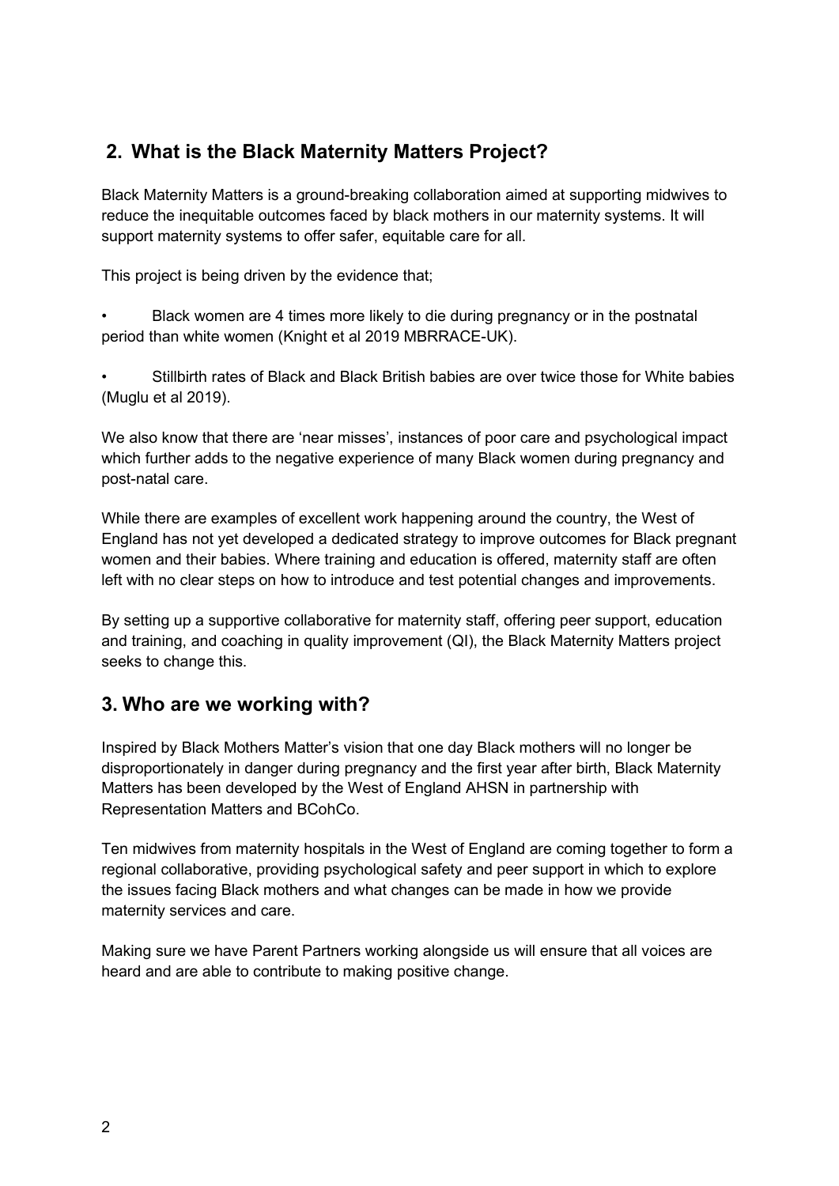## 2. What is the Black Maternity Matters Project?

Black Maternity Matters is a ground-breaking collaboration aimed at supporting midwives to reduce the inequitable outcomes faced by black mothers in our maternity systems. It will support maternity systems to offer safer, equitable care for all.

This project is being driven by the evidence that;

- Black women are 4 times more likely to die during pregnancy or in the postnatal period than white women (Knight et al 2019 MBRRACE-UK).
- Stillbirth rates of Black and Black British babies are over twice those for White babies (Muglu et al 2019).

We also know that there are 'near misses', instances of poor care and psychological impact which further adds to the negative experience of many Black women during pregnancy and post-natal care.

While there are examples of excellent work happening around the country, the West of England has not yet developed a dedicated strategy to improve outcomes for Black pregnant women and their babies. Where training and education is offered, maternity staff are often left with no clear steps on how to introduce and test potential changes and improvements.

By setting up a supportive collaborative for maternity staff, offering peer support, education and training, and coaching in quality improvement (QI), the Black Maternity Matters project seeks to change this.

## 3. Who are we working with?

Inspired by Black Mothers Matter's vision that one day Black mothers will no longer be disproportionately in danger during pregnancy and the first year after birth, Black Maternity Matters has been developed by the West of England AHSN in partnership with Representation Matters and BCohCo.

Ten midwives from maternity hospitals in the West of England are coming together to form a regional collaborative, providing psychological safety and peer support in which to explore the issues facing Black mothers and what changes can be made in how we provide maternity services and care.

Making sure we have Parent Partners working alongside us will ensure that all voices are heard and are able to contribute to making positive change.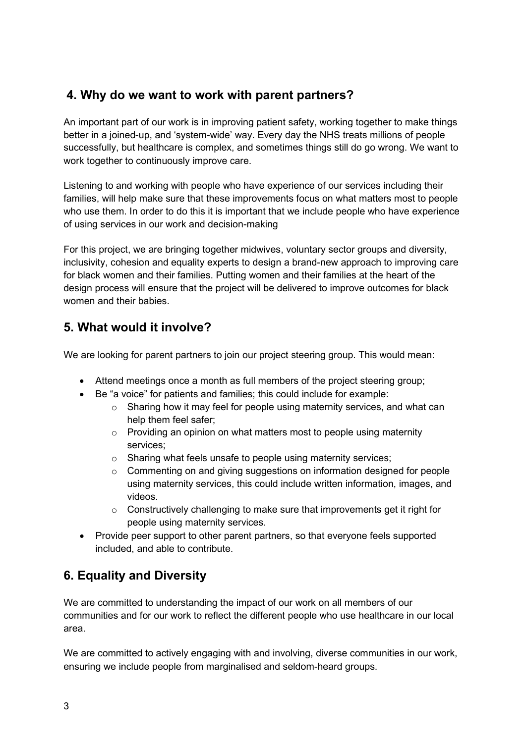## 4. Why do we want to work with parent partners?

An important part of our work is in improving patient safety, working together to make things better in a joined-up, and 'system-wide' way. Every day the NHS treats millions of people successfully, but healthcare is complex, and sometimes things still do go wrong. We want to work together to continuously improve care.

Listening to and working with people who have experience of our services including their families, will help make sure that these improvements focus on what matters most to people who use them. In order to do this it is important that we include people who have experience of using services in our work and decision-making

For this project, we are bringing together midwives, voluntary sector groups and diversity, inclusivity, cohesion and equality experts to design a brand-new approach to improving care for black women and their families. Putting women and their families at the heart of the design process will ensure that the project will be delivered to improve outcomes for black women and their babies.

## 5. What would it involve?

We are looking for parent partners to join our project steering group. This would mean:

- Attend meetings once a month as full members of the project steering group;
- Be "a voice" for patients and families; this could include for example:
  - Sharing how it may feel for people using maternity services, and what can help them feel safer;
  - Providing an opinion on what matters most to people using maternity services;
  - Sharing what feels unsafe to people using maternity services;
  - Commenting on and giving suggestions on information designed for people using maternity services, this could include written information, images, and videos.
  - Constructively challenging to make sure that improvements get it right for people using maternity services.
- Provide peer support to other parent partners, so that everyone feels supported included, and able to contribute.

## 6. Equality and Diversity

We are committed to understanding the impact of our work on all members of our communities and for our work to reflect the different people who use healthcare in our local area.

We are committed to actively engaging with and involving, diverse communities in our work, ensuring we include people from marginalised and seldom-heard groups.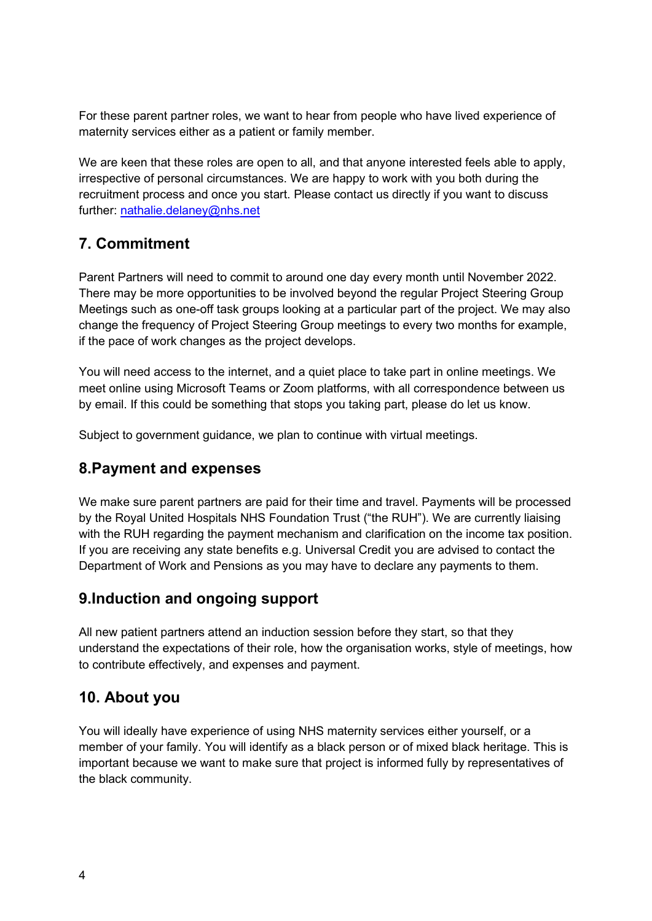For these parent partner roles, we want to hear from people who have lived experience of maternity services either as a patient or family member.

We are keen that these roles are open to all, and that anyone interested feels able to apply, irrespective of personal circumstances. We are happy to work with you both during the recruitment process and once you start. Please contact us directly if you want to discuss further: [nathalie.delaney@nhs.net](mailto:nathalie.delaney@nhs.net)

## 7. Commitment

Parent Partners will need to commit to around one day every month until November 2022. There may be more opportunities to be involved beyond the regular Project Steering Group Meetings such as one-off task groups looking at a particular part of the project. We may also change the frequency of Project Steering Group meetings to every two months for example, if the pace of work changes as the project develops.

You will need access to the internet, and a quiet place to take part in online meetings. We meet online using Microsoft Teams or Zoom platforms, with all correspondence between us by email. If this could be something that stops you taking part, please do let us know.

Subject to government guidance, we plan to continue with virtual meetings.

## 8.Payment and expenses

We make sure parent partners are paid for their time and travel. Payments will be processed by the Royal United Hospitals NHS Foundation Trust ("the RUH"). We are currently liaising with the RUH regarding the payment mechanism and clarification on the income tax position. If you are receiving any state benefits e.g. Universal Credit you are advised to contact the Department of Work and Pensions as you may have to declare any payments to them.

## 9.Induction and ongoing support

All new patient partners attend an induction session before they start, so that they understand the expectations of their role, how the organisation works, style of meetings, how to contribute effectively, and expenses and payment.

## 10. About you

You will ideally have experience of using NHS maternity services either yourself, or a member of your family. You will identify as a black person or of mixed black heritage. This is important because we want to make sure that project is informed fully by representatives of the black community.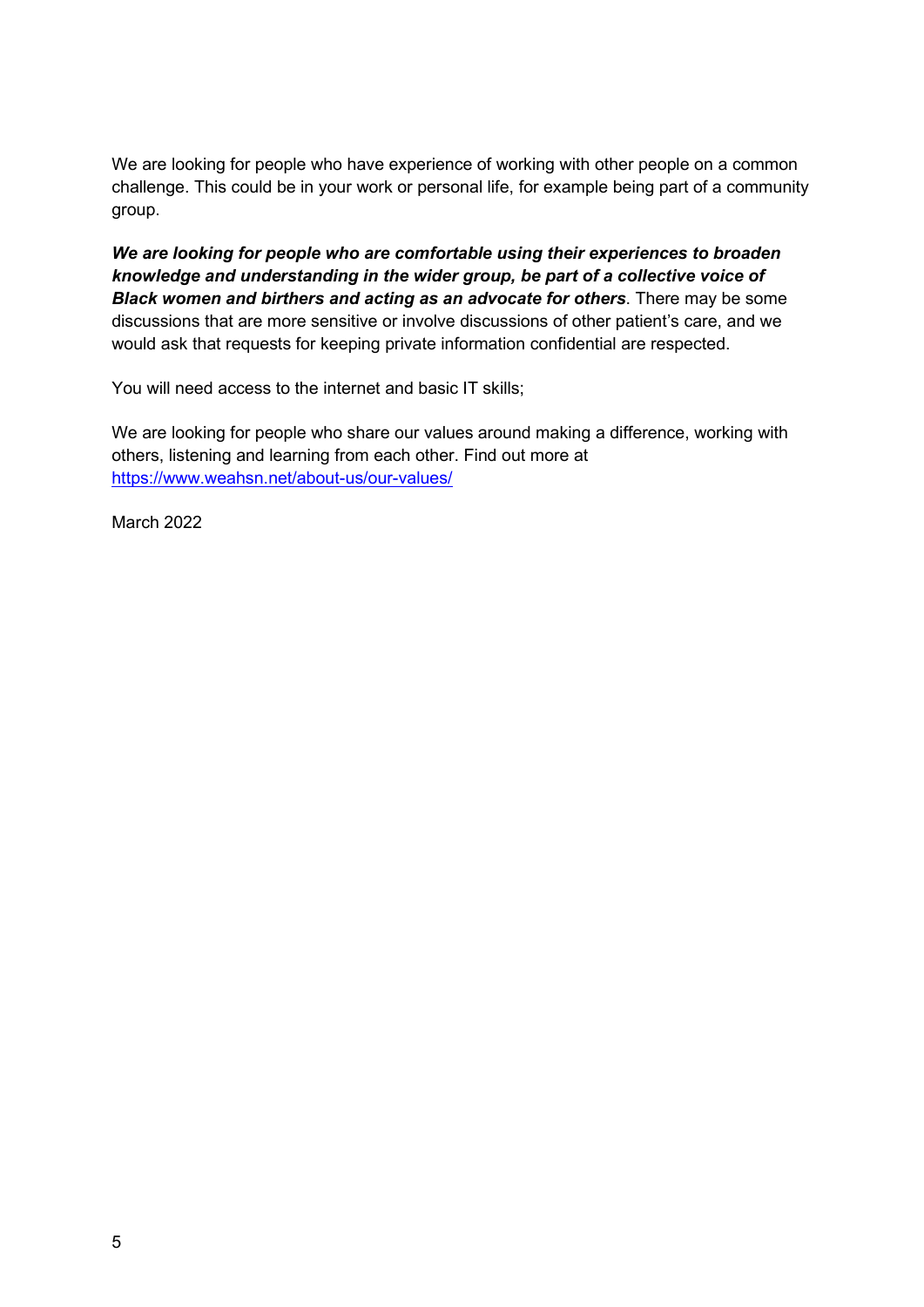We are looking for people who have experience of working with other people on a common challenge. This could be in your work or personal life, for example being part of a community group.

***We are looking for people who are comfortable using their experiences to broaden knowledge and understanding in the wider group, be part of a collective voice of Black women and birthers and acting as an advocate for others***. There may be some discussions that are more sensitive or involve discussions of other patient's care, and we would ask that requests for keeping private information confidential are respected.

You will need access to the internet and basic IT skills;

We are looking for people who share our values around making a difference, working with others, listening and learning from each other. Find out more at [https://www.weahsn.net/about-us/our-values/](https://www.weahsn.net/about-us/our-values/)

March 2022